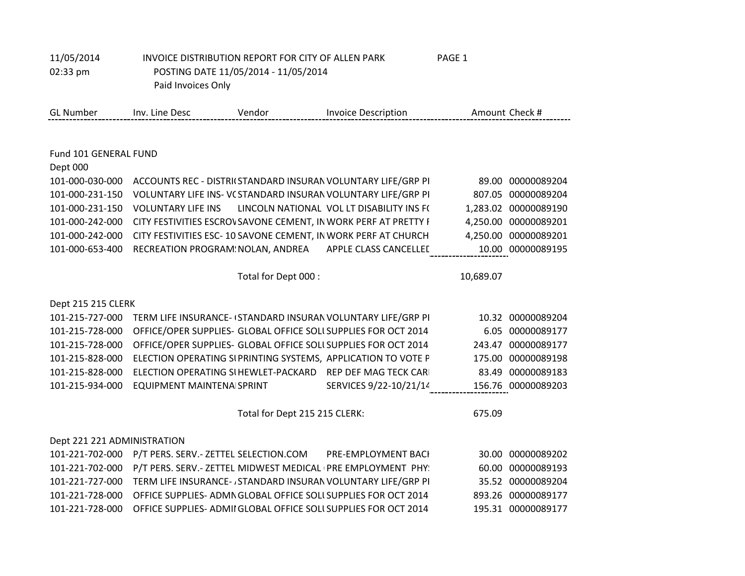11/05/2014 INVOICE DISTRIBUTION REPORT FOR CITY OF ALLEN PARK PAGE 1

02:33 pm POSTING DATE 11/05/2014 - 11/05/2014

Paid Invoices Only

| GL Number | Inv. Line Desc | Vendor | Invoice Description | Amount | Check # |
|---|---|---|---|---|---|
| **Fund 101 GENERAL FUND** | | | | | |
| **Dept 000** | | | | | |
| 101-000-030-000 | ACCOUNTS REC - DISTRI( | STANDARD INSURAN | VOLUNTARY LIFE/GRP PI | 89.00 | 00000089204 |
| 101-000-231-150 | VOLUNTARY LIFE INS- V( | STANDARD INSURAN | VOLUNTARY LIFE/GRP PI | 807.05 | 00000089204 |
| 101-000-231-150 | VOLUNTARY LIFE INS | LINCOLN NATIONAL | VOL LT DISABILITY INS F( | 1,283.02 | 00000089190 |
| 101-000-242-000 | CITY FESTIVITIES ESCROV | SAVONE CEMENT, IN | WORK PERF AT PRETTY F | 4,250.00 | 00000089201 |
| 101-000-242-000 | CITY FESTIVITIES ESC- 10 | SAVONE CEMENT, IN | WORK PERF AT CHURCH | 4,250.00 | 00000089201 |
| 101-000-653-400 | RECREATION PROGRAM! | NOLAN, ANDREA | APPLE CLASS CANCELLED | 10.00 | 00000089195 |
| | | Total for Dept 000 : | | 10,689.07 | |
| **Dept 215 215 CLERK** | | | | | |
| 101-215-727-000 | TERM LIFE INSURANCE- ( | STANDARD INSURAN | VOLUNTARY LIFE/GRP PI | 10.32 | 00000089204 |
| 101-215-728-000 | OFFICE/OPER SUPPLIES- | GLOBAL OFFICE SOLI | SUPPLIES FOR OCT 2014 | 6.05 | 00000089177 |
| 101-215-728-000 | OFFICE/OPER SUPPLIES- | GLOBAL OFFICE SOLI | SUPPLIES FOR OCT 2014 | 243.47 | 00000089177 |
| 101-215-828-000 | ELECTION OPERATING SI | PRINTING SYSTEMS, | APPLICATION TO VOTE P | 175.00 | 00000089198 |
| 101-215-828-000 | ELECTION OPERATING SI | HEWLET-PACKARD | REP DEF MAG TECK CARI | 83.49 | 00000089183 |
| 101-215-934-000 | EQUIPMENT MAINTENA | SPRINT | SERVICES 9/22-10/21/14 | 156.76 | 00000089203 |
| | | Total for Dept 215 215 CLERK: | | 675.09 | |
| **Dept 221 221 ADMINISTRATION** | | | | | |
| 101-221-702-000 | P/T PERS. SERV.- ZETTEL | SELECTION.COM | PRE-EMPLOYMENT BACI | 30.00 | 00000089202 |
| 101-221-702-000 | P/T PERS. SERV.- ZETTEL | MIDWEST MEDICAL | PRE EMPLOYMENT PHY! | 60.00 | 00000089193 |
| 101-221-727-000 | TERM LIFE INSURANCE- / | STANDARD INSURAN | VOLUNTARY LIFE/GRP PI | 35.52 | 00000089204 |
| 101-221-728-000 | OFFICE SUPPLIES- ADMN | GLOBAL OFFICE SOLI | SUPPLIES FOR OCT 2014 | 893.26 | 00000089177 |
| 101-221-728-000 | OFFICE SUPPLIES- ADMI | GLOBAL OFFICE SOLI | SUPPLIES FOR OCT 2014 | 195.31 | 00000089177 |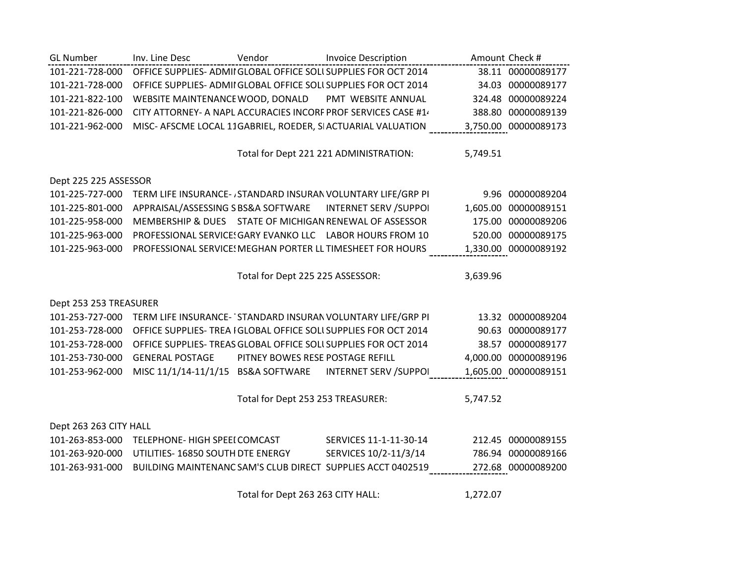| GL Number | Inv. Line Desc | Vendor | Invoice Description | Amount | Check # |
|---|---|---|---|---|---|
| 101-221-728-000 | OFFICE SUPPLIES- ADMI | GLOBAL OFFICE SOLU | SUPPLIES FOR OCT 2014 | 38.11 | 00000089177 |
| 101-221-728-000 | OFFICE SUPPLIES- ADMI | GLOBAL OFFICE SOLU | SUPPLIES FOR OCT 2014 | 34.03 | 00000089177 |
| 101-221-822-100 | WEBSITE MAINTENANCE | WOOD, DONALD | PMT WEBSITE ANNUAL | 324.48 | 00000089224 |
| 101-221-826-000 | CITY ATTORNEY- A NAPL | ACCURACIES INCORF | PROF SERVICES CASE #1 | 388.80 | 00000089139 |
| 101-221-962-000 | MISC- AFSCME LOCAL 11 | GABRIEL, ROEDER, SI | ACTUARIAL VALUATION | 3,750.00 | 00000089173 |
| | | Total for Dept 221 221 ADMINISTRATION: | | 5,749.51 | |
| Dept 225 225 ASSESSOR | | | | | |
| 101-225-727-000 | TERM LIFE INSURANCE- / | STANDARD INSURAN | VOLUNTARY LIFE/GRP PI | 9.96 | 00000089204 |
| 101-225-801-000 | APPRAISAL/ASSESSING S | BS&A SOFTWARE | INTERNET SERV /SUPPOI | 1,605.00 | 00000089151 |
| 101-225-958-000 | MEMBERSHIP & DUES | STATE OF MICHIGAN | RENEWAL OF ASSESSOR | 175.00 | 00000089206 |
| 101-225-963-000 | PROFESSIONAL SERVICES | GARY EVANKO LLC | LABOR HOURS FROM 10 | 520.00 | 00000089175 |
| 101-225-963-000 | PROFESSIONAL SERVICES | MEGHAN PORTER LL | TIMESHEET FOR HOURS | 1,330.00 | 00000089192 |
| | | Total for Dept 225 225 ASSESSOR: | | 3,639.96 | |
| Dept 253 253 TREASURER | | | | | |
| 101-253-727-000 | TERM LIFE INSURANCE- T | STANDARD INSURAN | VOLUNTARY LIFE/GRP PI | 13.32 | 00000089204 |
| 101-253-728-000 | OFFICE SUPPLIES- TREA I | GLOBAL OFFICE SOLU | SUPPLIES FOR OCT 2014 | 90.63 | 00000089177 |
| 101-253-728-000 | OFFICE SUPPLIES- TREAS | GLOBAL OFFICE SOLU | SUPPLIES FOR OCT 2014 | 38.57 | 00000089177 |
| 101-253-730-000 | GENERAL POSTAGE | PITNEY BOWES RESE | POSTAGE REFILL | 4,000.00 | 00000089196 |
| 101-253-962-000 | MISC 11/1/14-11/1/15 | BS&A SOFTWARE | INTERNET SERV /SUPPOI | 1,605.00 | 00000089151 |
| | | Total for Dept 253 253 TREASURER: | | 5,747.52 | |
| Dept 263 263 CITY HALL | | | | | |
| 101-263-853-000 | TELEPHONE- HIGH SPEEI | COMCAST | SERVICES 11-1-11-30-14 | 212.45 | 00000089155 |
| 101-263-920-000 | UTILITIES- 16850 SOUTH | DTE ENERGY | SERVICES 10/2-11/3/14 | 786.94 | 00000089166 |
| 101-263-931-000 | BUILDING MAINTENANC | SAM'S CLUB DIRECT | SUPPLIES ACCT 0402519 | 272.68 | 00000089200 |
| | | Total for Dept 263 263 CITY HALL: | | 1,272.07 | |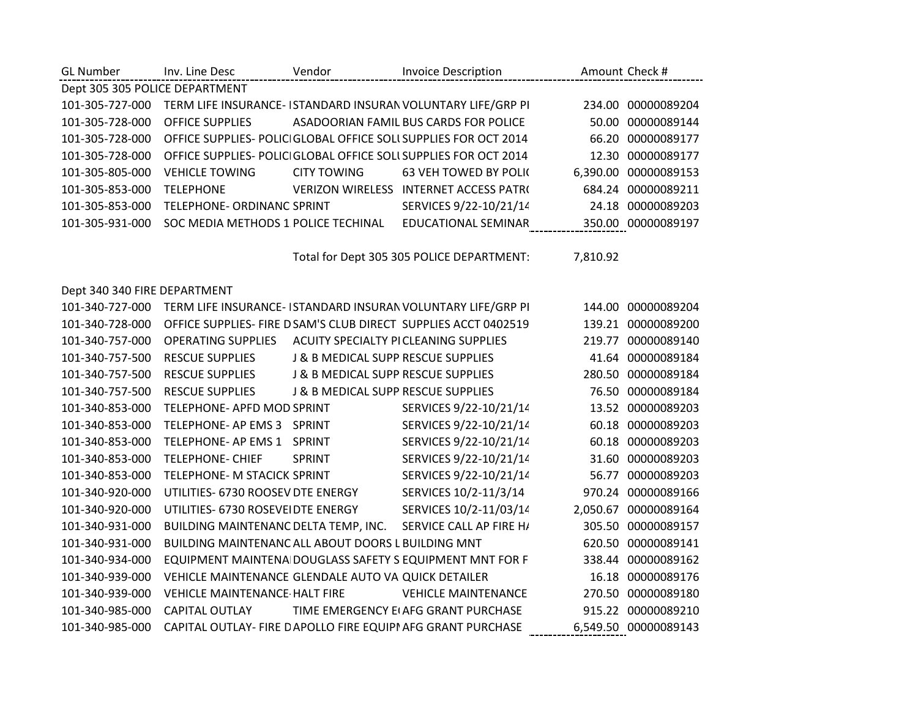| GL Number | Inv. Line Desc | Vendor | Invoice Description | Amount | Check # |
|---|---|---|---|---|---|
| Dept 305 305 POLICE DEPARTMENT | | | | | |
| 101-305-727-000 | TERM LIFE INSURANCE- I | STANDARD INSURAN | VOLUNTARY LIFE/GRP PI | 234.00 | 00000089204 |
| 101-305-728-000 | OFFICE SUPPLIES | ASADOORIAN FAMIL | BUS CARDS FOR POLICE | 50.00 | 00000089144 |
| 101-305-728-000 | OFFICE SUPPLIES- POLICI | GLOBAL OFFICE SOLU | SUPPLIES FOR OCT 2014 | 66.20 | 00000089177 |
| 101-305-728-000 | OFFICE SUPPLIES- POLICI | GLOBAL OFFICE SOLU | SUPPLIES FOR OCT 2014 | 12.30 | 00000089177 |
| 101-305-805-000 | VEHICLE TOWING | CITY TOWING | 63 VEH TOWED BY POLIC | 6,390.00 | 00000089153 |
| 101-305-853-000 | TELEPHONE | VERIZON WIRELESS | INTERNET ACCESS PATRO | 684.24 | 00000089211 |
| 101-305-853-000 | TELEPHONE- ORDINANC | SPRINT | SERVICES 9/22-10/21/14 | 24.18 | 00000089203 |
| 101-305-931-000 | SOC MEDIA METHODS 1 | POLICE TECHINAL | EDUCATIONAL SEMINAR | 350.00 | 00000089197 |
| | | Total for Dept 305 305 POLICE DEPARTMENT: | | 7,810.92 | |
| Dept 340 340 FIRE DEPARTMENT | | | | | |
| 101-340-727-000 | TERM LIFE INSURANCE- I | STANDARD INSURAN | VOLUNTARY LIFE/GRP PI | 144.00 | 00000089204 |
| 101-340-728-000 | OFFICE SUPPLIES- FIRE D | SAM'S CLUB DIRECT | SUPPLIES ACCT 0402519 | 139.21 | 00000089200 |
| 101-340-757-000 | OPERATING SUPPLIES | ACUITY SPECIALTY PI | CLEANING SUPPLIES | 219.77 | 00000089140 |
| 101-340-757-500 | RESCUE SUPPLIES | J & B MEDICAL SUPP | RESCUE SUPPLIES | 41.64 | 00000089184 |
| 101-340-757-500 | RESCUE SUPPLIES | J & B MEDICAL SUPP | RESCUE SUPPLIES | 280.50 | 00000089184 |
| 101-340-757-500 | RESCUE SUPPLIES | J & B MEDICAL SUPP | RESCUE SUPPLIES | 76.50 | 00000089184 |
| 101-340-853-000 | TELEPHONE- APFD MOD | SPRINT | SERVICES 9/22-10/21/14 | 13.52 | 00000089203 |
| 101-340-853-000 | TELEPHONE- AP EMS 3 | SPRINT | SERVICES 9/22-10/21/14 | 60.18 | 00000089203 |
| 101-340-853-000 | TELEPHONE- AP EMS 1 | SPRINT | SERVICES 9/22-10/21/14 | 60.18 | 00000089203 |
| 101-340-853-000 | TELEPHONE- CHIEF | SPRINT | SERVICES 9/22-10/21/14 | 31.60 | 00000089203 |
| 101-340-853-000 | TELEPHONE- M STACICK | SPRINT | SERVICES 9/22-10/21/14 | 56.77 | 00000089203 |
| 101-340-920-000 | UTILITIES- 6730 ROOSEV | DTE ENERGY | SERVICES 10/2-11/3/14 | 970.24 | 00000089166 |
| 101-340-920-000 | UTILITIES- 6730 ROSEVEI | DTE ENERGY | SERVICES 10/2-11/03/14 | 2,050.67 | 00000089164 |
| 101-340-931-000 | BUILDING MAINTENANC | DELTA TEMP, INC. | SERVICE CALL AP FIRE HA | 305.50 | 00000089157 |
| 101-340-931-000 | BUILDING MAINTENANC | ALL ABOUT DOORS L | BUILDING MNT | 620.50 | 00000089141 |
| 101-340-934-000 | EQUIPMENT MAINTENA | DOUGLASS SAFETY S | EQUIPMENT MNT FOR F | 338.44 | 00000089162 |
| 101-340-939-000 | VEHICLE MAINTENANCE | GLENDALE AUTO VA | QUICK DETAILER | 16.18 | 00000089176 |
| 101-340-939-000 | VEHICLE MAINTENANCE- | HALT FIRE | VEHICLE MAINTENANCE | 270.50 | 00000089180 |
| 101-340-985-000 | CAPITAL OUTLAY | TIME EMERGENCY EQ | AFG GRANT PURCHASE | 915.22 | 00000089210 |
| 101-340-985-000 | CAPITAL OUTLAY- FIRE D | APOLLO FIRE EQUIPM | AFG GRANT PURCHASE | 6,549.50 | 00000089143 |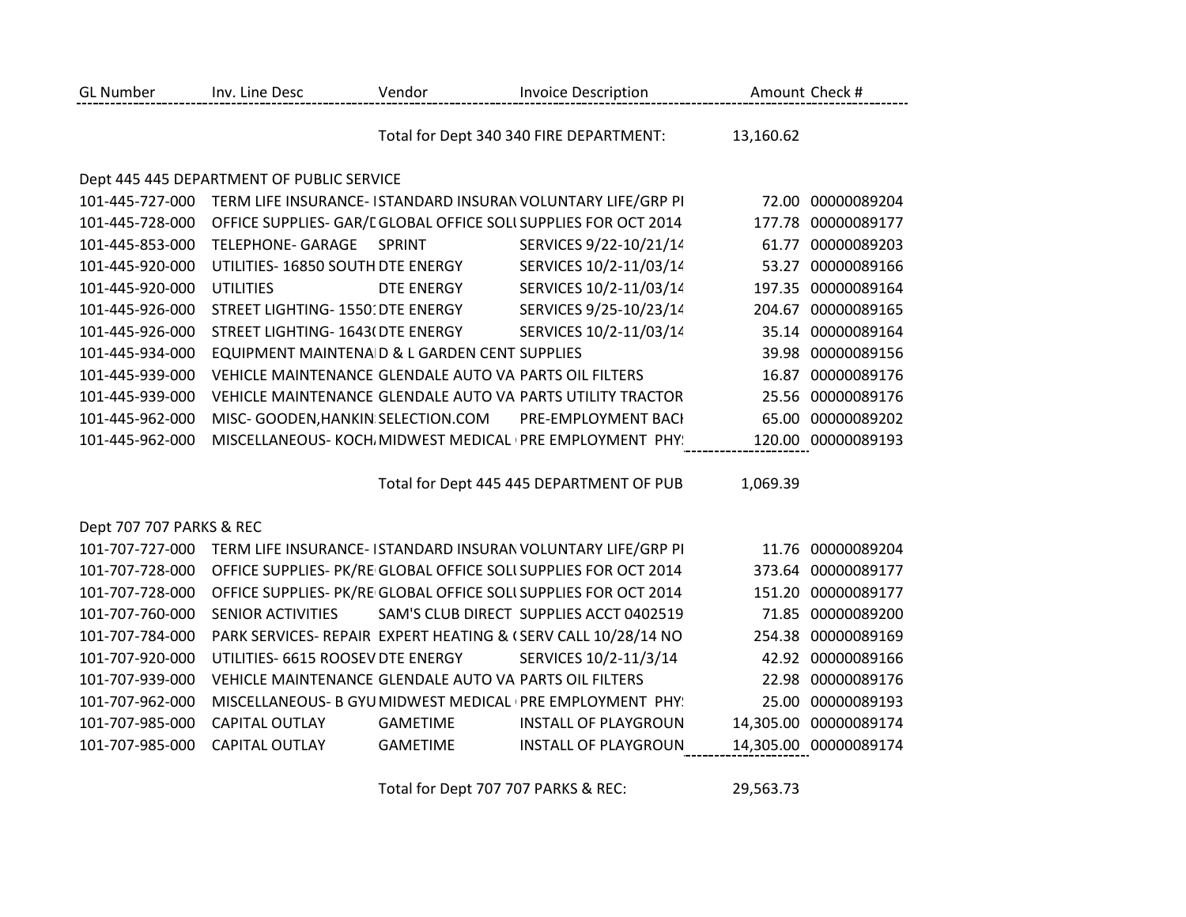| GL Number | Inv. Line Desc | Vendor | Invoice Description | Amount | Check # |
|---|---|---|---|---|---|
| | | Total for Dept 340 340 FIRE DEPARTMENT: | | 13,160.62 | |
| Dept 445 445 DEPARTMENT OF PUBLIC SERVICE | | | | | |
| 101-445-727-000 | TERM LIFE INSURANCE- I | STANDARD INSURAN | VOLUNTARY LIFE/GRP PI | 72.00 | 00000089204 |
| 101-445-728-000 | OFFICE SUPPLIES- GAR/D | GLOBAL OFFICE SOLU | SUPPLIES FOR OCT 2014 | 177.78 | 00000089177 |
| 101-445-853-000 | TELEPHONE- GARAGE | SPRINT | SERVICES 9/22-10/21/14 | 61.77 | 00000089203 |
| 101-445-920-000 | UTILITIES- 16850 SOUTH | DTE ENERGY | SERVICES 10/2-11/03/14 | 53.27 | 00000089166 |
| 101-445-920-000 | UTILITIES | DTE ENERGY | SERVICES 10/2-11/03/14 | 197.35 | 00000089164 |
| 101-445-926-000 | STREET LIGHTING- 1550 | DTE ENERGY | SERVICES 9/25-10/23/14 | 204.67 | 00000089165 |
| 101-445-926-000 | STREET LIGHTING- 1643( | DTE ENERGY | SERVICES 10/2-11/03/14 | 35.14 | 00000089164 |
| 101-445-934-000 | EQUIPMENT MAINTENA | D & L GARDEN CENT | SUPPLIES | 39.98 | 00000089156 |
| 101-445-939-000 | VEHICLE MAINTENANCE | GLENDALE AUTO VA | PARTS OIL FILTERS | 16.87 | 00000089176 |
| 101-445-939-000 | VEHICLE MAINTENANCE | GLENDALE AUTO VA | PARTS UTILITY TRACTOR | 25.56 | 00000089176 |
| 101-445-962-000 | MISC- GOODEN,HANKIN | SELECTION.COM | PRE-EMPLOYMENT BACI | 65.00 | 00000089202 |
| 101-445-962-000 | MISCELLANEOUS- KOCH, | MIDWEST MEDICAL | PRE EMPLOYMENT PHY | 120.00 | 00000089193 |
| | | Total for Dept 445 445 DEPARTMENT OF PUB | | 1,069.39 | |
| Dept 707 707 PARKS & REC | | | | | |
| 101-707-727-000 | TERM LIFE INSURANCE- I | STANDARD INSURAN | VOLUNTARY LIFE/GRP PI | 11.76 | 00000089204 |
| 101-707-728-000 | OFFICE SUPPLIES- PK/RE | GLOBAL OFFICE SOLU | SUPPLIES FOR OCT 2014 | 373.64 | 00000089177 |
| 101-707-728-000 | OFFICE SUPPLIES- PK/RE | GLOBAL OFFICE SOLU | SUPPLIES FOR OCT 2014 | 151.20 | 00000089177 |
| 101-707-760-000 | SENIOR ACTIVITIES | SAM'S CLUB DIRECT | SUPPLIES ACCT 0402519 | 71.85 | 00000089200 |
| 101-707-784-000 | PARK SERVICES- REPAIR | EXPERT HEATING & ( | SERV CALL 10/28/14 NO | 254.38 | 00000089169 |
| 101-707-920-000 | UTILITIES- 6615 ROOSEV | DTE ENERGY | SERVICES 10/2-11/3/14 | 42.92 | 00000089166 |
| 101-707-939-000 | VEHICLE MAINTENANCE | GLENDALE AUTO VA | PARTS OIL FILTERS | 22.98 | 00000089176 |
| 101-707-962-000 | MISCELLANEOUS- B GYU | MIDWEST MEDICAL | PRE EMPLOYMENT PHY | 25.00 | 00000089193 |
| 101-707-985-000 | CAPITAL OUTLAY | GAMETIME | INSTALL OF PLAYGROUN | 14,305.00 | 00000089174 |
| 101-707-985-000 | CAPITAL OUTLAY | GAMETIME | INSTALL OF PLAYGROUN | 14,305.00 | 00000089174 |
| | | Total for Dept 707 707 PARKS & REC: | | 29,563.73 | |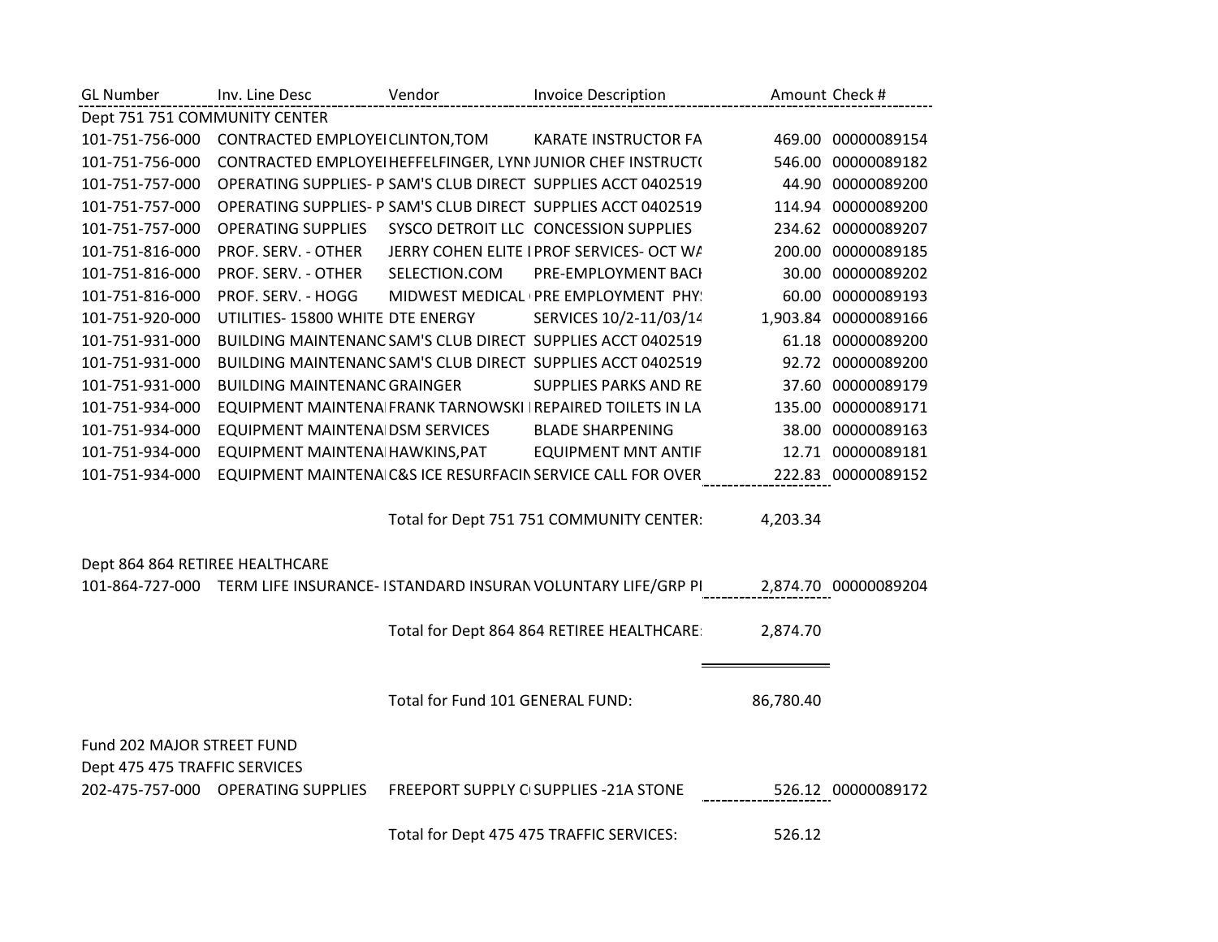| GL Number | Inv. Line Desc | Vendor | Invoice Description | Amount | Check # |
|---|---|---|---|---|---|
| Dept 751 751 COMMUNITY CENTER | | | | | |
| 101-751-756-000 | CONTRACTED EMPLOYEI | CLINTON,TOM | KARATE INSTRUCTOR FA | 469.00 | 00000089154 |
| 101-751-756-000 | CONTRACTED EMPLOYEI | HEFFELFINGER, LYNN | JUNIOR CHEF INSTRUCTO | 546.00 | 00000089182 |
| 101-751-757-000 | OPERATING SUPPLIES- P | SAM'S CLUB DIRECT | SUPPLIES ACCT 0402519 | 44.90 | 00000089200 |
| 101-751-757-000 | OPERATING SUPPLIES- P | SAM'S CLUB DIRECT | SUPPLIES ACCT 0402519 | 114.94 | 00000089200 |
| 101-751-757-000 | OPERATING SUPPLIES | SYSCO DETROIT LLC | CONCESSION SUPPLIES | 234.62 | 00000089207 |
| 101-751-816-000 | PROF. SERV. - OTHER | JERRY COHEN ELITE I | PROF SERVICES- OCT WA | 200.00 | 00000089185 |
| 101-751-816-000 | PROF. SERV. - OTHER | SELECTION.COM | PRE-EMPLOYMENT BACI | 30.00 | 00000089202 |
| 101-751-816-000 | PROF. SERV. - HOGG | MIDWEST MEDICAL | PRE EMPLOYMENT PHY | 60.00 | 00000089193 |
| 101-751-920-000 | UTILITIES- 15800 WHITE | DTE ENERGY | SERVICES 10/2-11/03/14 | 1,903.84 | 00000089166 |
| 101-751-931-000 | BUILDING MAINTENANC | SAM'S CLUB DIRECT | SUPPLIES ACCT 0402519 | 61.18 | 00000089200 |
| 101-751-931-000 | BUILDING MAINTENANC | SAM'S CLUB DIRECT | SUPPLIES ACCT 0402519 | 92.72 | 00000089200 |
| 101-751-931-000 | BUILDING MAINTENANC | GRAINGER | SUPPLIES PARKS AND RE | 37.60 | 00000089179 |
| 101-751-934-000 | EQUIPMENT MAINTENA | FRANK TARNOWSKI | REPAIRED TOILETS IN LA | 135.00 | 00000089171 |
| 101-751-934-000 | EQUIPMENT MAINTENA | DSM SERVICES | BLADE SHARPENING | 38.00 | 00000089163 |
| 101-751-934-000 | EQUIPMENT MAINTENA | HAWKINS,PAT | EQUIPMENT MNT ANTIF | 12.71 | 00000089181 |
| 101-751-934-000 | EQUIPMENT MAINTENA | C&S ICE RESURFACIN | SERVICE CALL FOR OVER | 222.83 | 00000089152 |
| | | Total for Dept 751 751 COMMUNITY CENTER: | | 4,203.34 | |
| Dept 864 864 RETIREE HEALTHCARE | | | | | |
| 101-864-727-000 | TERM LIFE INSURANCE- I | STANDARD INSURAN | VOLUNTARY LIFE/GRP PI | 2,874.70 | 00000089204 |
| | | Total for Dept 864 864 RETIREE HEALTHCARE: | | 2,874.70 | |
| | | Total for Fund 101 GENERAL FUND: | | 86,780.40 | |
| Fund 202 MAJOR STREET FUND | | | | | |
| Dept 475 475 TRAFFIC SERVICES | | | | | |
| 202-475-757-000 | OPERATING SUPPLIES | FREEPORT SUPPLY C | SUPPLIES -21A STONE | 526.12 | 00000089172 |
| | | Total for Dept 475 475 TRAFFIC SERVICES: | | 526.12 | |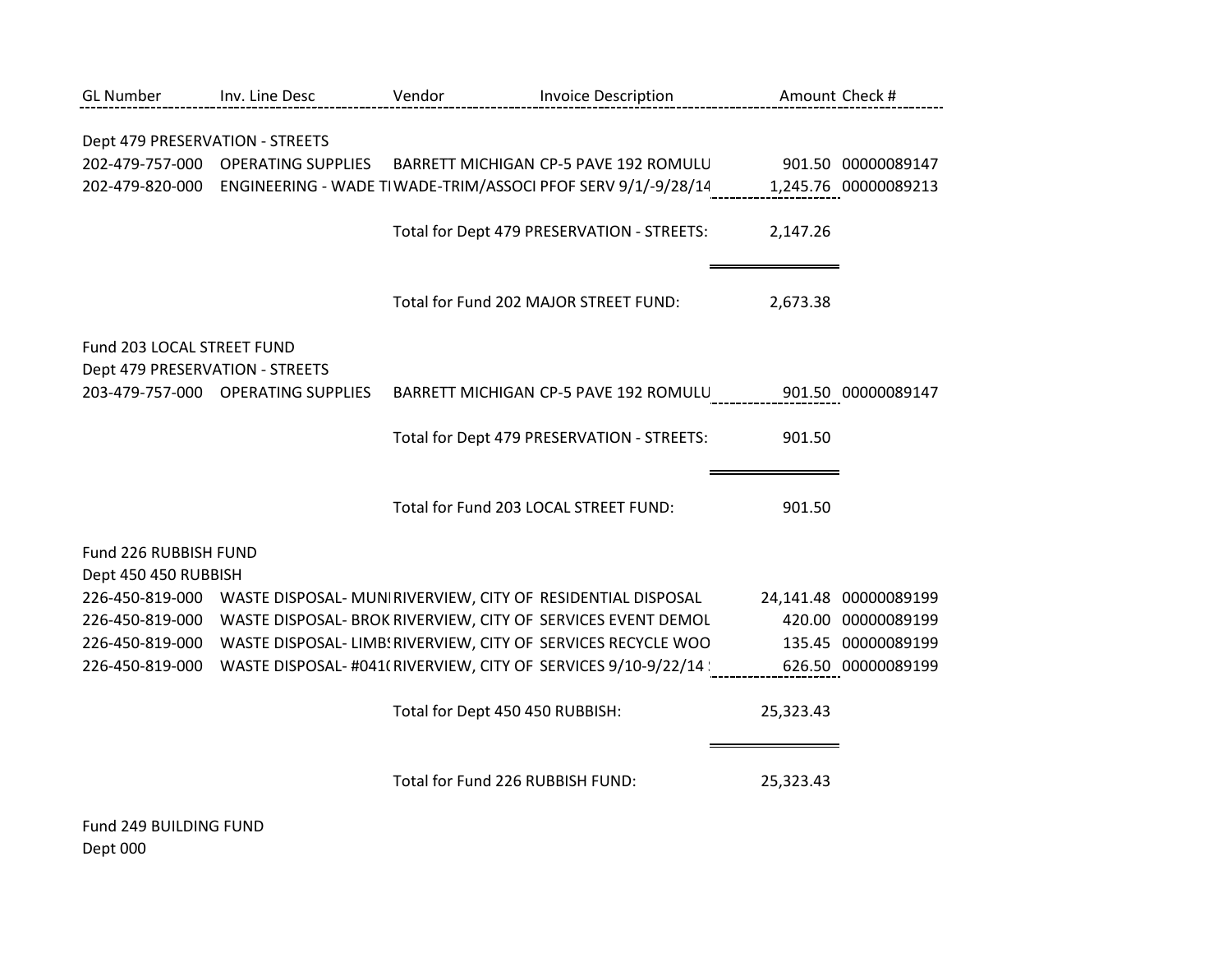| GL Number | Inv. Line Desc | Vendor | Invoice Description | Amount | Check # |
|---|---|---|---|---|---|
| Dept 479 PRESERVATION - STREETS | | | | | |
| 202-479-757-000 | OPERATING SUPPLIES | BARRETT MICHIGAN | CP-5 PAVE 192 ROMULU | 901.50 | 00000089147 |
| 202-479-820-000 | ENGINEERING - WADE TI | WADE-TRIM/ASSOCI | PFOF SERV 9/1/-9/28/14 | 1,245.76 | 00000089213 |
| | | Total for Dept 479 PRESERVATION - STREETS: | | 2,147.26 | |
| | | Total for Fund 202 MAJOR STREET FUND: | | 2,673.38 | |
| Fund 203 LOCAL STREET FUND | | | | | |
| Dept 479 PRESERVATION - STREETS | | | | | |
| 203-479-757-000 | OPERATING SUPPLIES | BARRETT MICHIGAN | CP-5 PAVE 192 ROMULU | 901.50 | 00000089147 |
| | | Total for Dept 479 PRESERVATION - STREETS: | | 901.50 | |
| | | Total for Fund 203 LOCAL STREET FUND: | | 901.50 | |
| Fund 226 RUBBISH FUND | | | | | |
| Dept 450 450 RUBBISH | | | | | |
| 226-450-819-000 | WASTE DISPOSAL- MUNI | RIVERVIEW, CITY OF | RESIDENTIAL DISPOSAL | 24,141.48 | 00000089199 |
| 226-450-819-000 | WASTE DISPOSAL- BROK | RIVERVIEW, CITY OF | SERVICES EVENT DEMOL | 420.00 | 00000089199 |
| 226-450-819-000 | WASTE DISPOSAL- LIMBS | RIVERVIEW, CITY OF | SERVICES RECYCLE WOO | 135.45 | 00000089199 |
| 226-450-819-000 | WASTE DISPOSAL- #041( | RIVERVIEW, CITY OF | SERVICES 9/10-9/22/14 | 626.50 | 00000089199 |
| | | Total for Dept 450 450 RUBBISH: | | 25,323.43 | |
| | | Total for Fund 226 RUBBISH FUND: | | 25,323.43 | |
| Fund 249 BUILDING FUND | | | | | |
| Dept 000 | | | | | |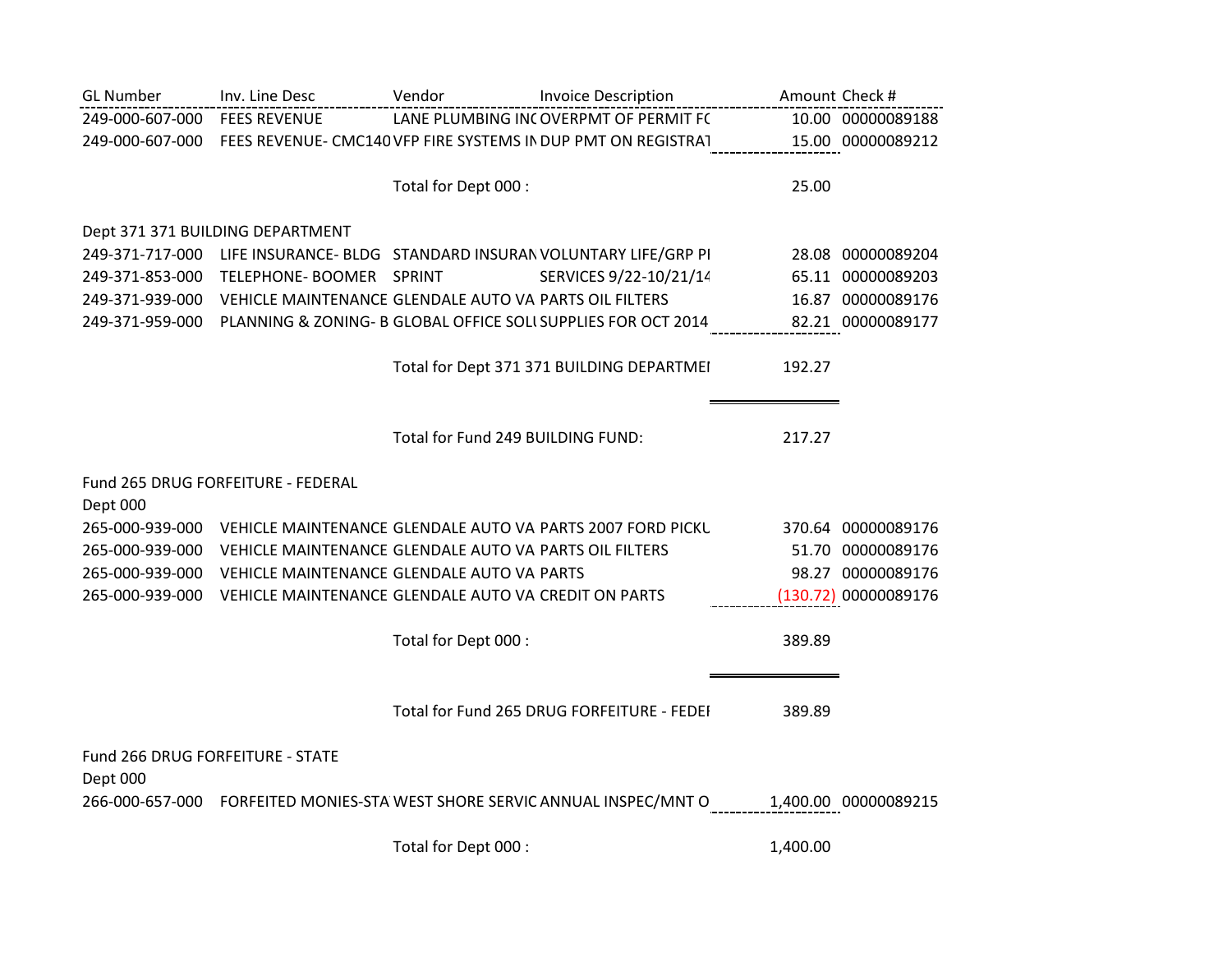| GL Number | Inv. Line Desc | Vendor | Invoice Description | Amount | Check # |
|---|---|---|---|---|---|
| 249-000-607-000 | FEES REVENUE | LANE PLUMBING INC | OVERPMT OF PERMIT FE | 10.00 | 00000089188 |
| 249-000-607-000 | FEES REVENUE- CMC140 | VFP FIRE SYSTEMS IN | DUP PMT ON REGISTRAT | 15.00 | 00000089212 |
| | | Total for Dept 000 : | | 25.00 | |
| Dept 371 371 BUILDING DEPARTMENT | | | | | |
| 249-371-717-000 | LIFE INSURANCE- BLDG | STANDARD INSURAN | VOLUNTARY LIFE/GRP PI | 28.08 | 00000089204 |
| 249-371-853-000 | TELEPHONE- BOOMER | SPRINT | SERVICES 9/22-10/21/14 | 65.11 | 00000089203 |
| 249-371-939-000 | VEHICLE MAINTENANCE | GLENDALE AUTO VA | PARTS OIL FILTERS | 16.87 | 00000089176 |
| 249-371-959-000 | PLANNING & ZONING- B | GLOBAL OFFICE SOLU | SUPPLIES FOR OCT 2014 | 82.21 | 00000089177 |
| | | Total for Dept 371 371 BUILDING DEPARTMEI | | 192.27 | |
| | | Total for Fund 249 BUILDING FUND: | | 217.27 | |
| Fund 265 DRUG FORFEITURE - FEDERAL | | | | | |
| Dept 000 | | | | | |
| 265-000-939-000 | VEHICLE MAINTENANCE | GLENDALE AUTO VA | PARTS 2007 FORD PICKU | 370.64 | 00000089176 |
| 265-000-939-000 | VEHICLE MAINTENANCE | GLENDALE AUTO VA | PARTS OIL FILTERS | 51.70 | 00000089176 |
| 265-000-939-000 | VEHICLE MAINTENANCE | GLENDALE AUTO VA | PARTS | 98.27 | 00000089176 |
| 265-000-939-000 | VEHICLE MAINTENANCE | GLENDALE AUTO VA | CREDIT ON PARTS | (130.72) | 00000089176 |
| | | Total for Dept 000 : | | 389.89 | |
| | | Total for Fund 265 DRUG FORFEITURE - FEDEI | | 389.89 | |
| Fund 266 DRUG FORFEITURE - STATE | | | | | |
| Dept 000 | | | | | |
| 266-000-657-000 | FORFEITED MONIES-STA | WEST SHORE SERVIC | ANNUAL INSPEC/MNT O | 1,400.00 | 00000089215 |
| | | Total for Dept 000 : | | 1,400.00 | |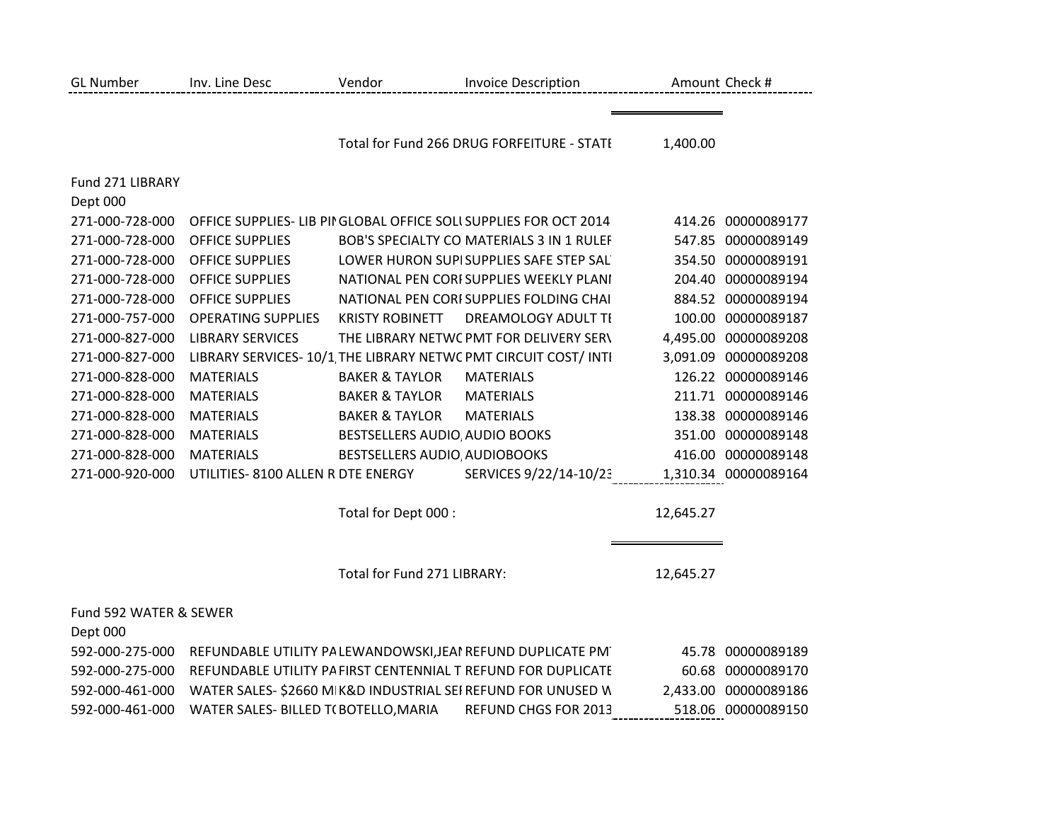| GL Number | Inv. Line Desc | Vendor | Invoice Description | Amount | Check # |
|---|---|---|---|---|---|
| | | Total for Fund 266 DRUG FORFEITURE - STATE | | 1,400.00 | |
| Fund 271 LIBRARY | | | | | |
| Dept 000 | | | | | |
| 271-000-728-000 | OFFICE SUPPLIES- LIB PIN | GLOBAL OFFICE SOLU | SUPPLIES FOR OCT 2014 | 414.26 | 00000089177 |
| 271-000-728-000 | OFFICE SUPPLIES | BOB'S SPECIALTY CO | MATERIALS 3 IN 1 RULER | 547.85 | 00000089149 |
| 271-000-728-000 | OFFICE SUPPLIES | LOWER HURON SUPI | SUPPLIES SAFE STEP SAL | 354.50 | 00000089191 |
| 271-000-728-000 | OFFICE SUPPLIES | NATIONAL PEN CORI | SUPPLIES WEEKLY PLANI | 204.40 | 00000089194 |
| 271-000-728-000 | OFFICE SUPPLIES | NATIONAL PEN CORI | SUPPLIES FOLDING CHAI | 884.52 | 00000089194 |
| 271-000-757-000 | OPERATING SUPPLIES | KRISTY ROBINETT | DREAMOLOGY ADULT TE | 100.00 | 00000089187 |
| 271-000-827-000 | LIBRARY SERVICES | THE LIBRARY NETWC | PMT FOR DELIVERY SERV | 4,495.00 | 00000089208 |
| 271-000-827-000 | LIBRARY SERVICES- 10/1, | THE LIBRARY NETWC | PMT CIRCUIT COST/ INTI | 3,091.09 | 00000089208 |
| 271-000-828-000 | MATERIALS | BAKER & TAYLOR | MATERIALS | 126.22 | 00000089146 |
| 271-000-828-000 | MATERIALS | BAKER & TAYLOR | MATERIALS | 211.71 | 00000089146 |
| 271-000-828-000 | MATERIALS | BAKER & TAYLOR | MATERIALS | 138.38 | 00000089146 |
| 271-000-828-000 | MATERIALS | BESTSELLERS AUDIO, | AUDIO BOOKS | 351.00 | 00000089148 |
| 271-000-828-000 | MATERIALS | BESTSELLERS AUDIO, | AUDIOBOOKS | 416.00 | 00000089148 |
| 271-000-920-000 | UTILITIES- 8100 ALLEN R | DTE ENERGY | SERVICES 9/22/14-10/23 | 1,310.34 | 00000089164 |
| | | Total for Dept 000 : | | 12,645.27 | |
| | | Total for Fund 271 LIBRARY: | | 12,645.27 | |
| Fund 592 WATER & SEWER | | | | | |
| Dept 000 | | | | | |
| 592-000-275-000 | REFUNDABLE UTILITY PA | LEWANDOWSKI,JEAN | REFUND DUPLICATE PMT | 45.78 | 00000089189 |
| 592-000-275-000 | REFUNDABLE UTILITY PA | FIRST CENTENNIAL T | REFUND FOR DUPLICATE | 60.68 | 00000089170 |
| 592-000-461-000 | WATER SALES- $2660 MI | K&D INDUSTRIAL SEI | REFUND FOR UNUSED W | 2,433.00 | 00000089186 |
| 592-000-461-000 | WATER SALES- BILLED T( | BOTELLO,MARIA | REFUND CHGS FOR 2013 | 518.06 | 00000089150 |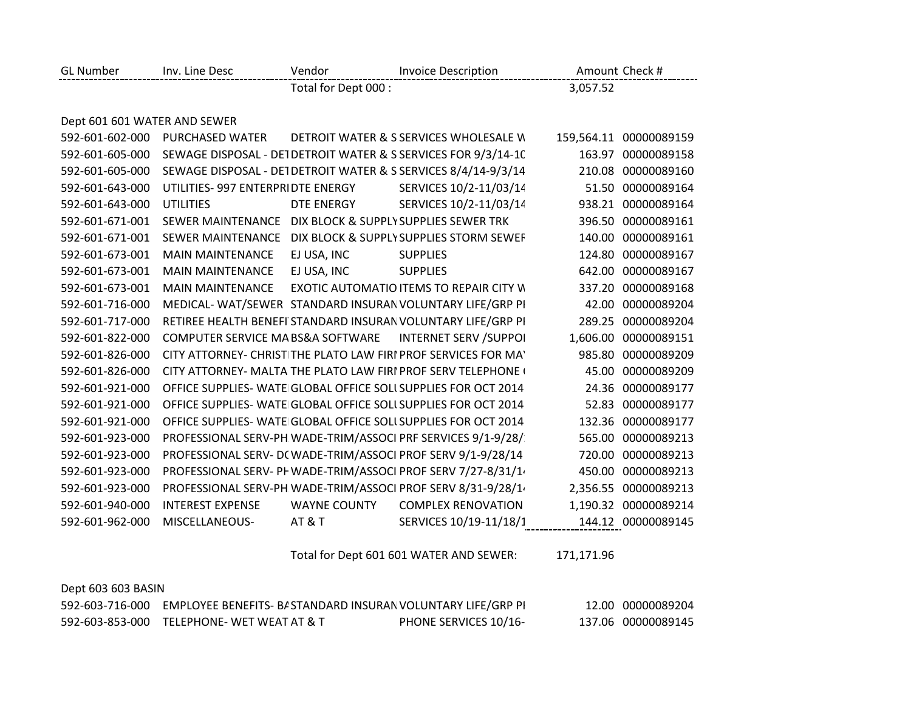| GL Number | Inv. Line Desc | Vendor | Invoice Description | Amount | Check # |
|---|---|---|---|---|---|
| | | Total for Dept 000 : | | 3,057.52 | |
| Dept 601 601 WATER AND SEWER | | | | | |
| 592-601-602-000 | PURCHASED WATER | DETROIT WATER & S | SERVICES WHOLESALE W | 159,564.11 | 00000089159 |
| 592-601-605-000 | SEWAGE DISPOSAL - DET | DETROIT WATER & S | SERVICES FOR 9/3/14-10 | 163.97 | 00000089158 |
| 592-601-605-000 | SEWAGE DISPOSAL - DET | DETROIT WATER & S | SERVICES 8/4/14-9/3/14 | 210.08 | 00000089160 |
| 592-601-643-000 | UTILITIES- 997 ENTERPRI | DTE ENERGY | SERVICES 10/2-11/03/14 | 51.50 | 00000089164 |
| 592-601-643-000 | UTILITIES | DTE ENERGY | SERVICES 10/2-11/03/14 | 938.21 | 00000089164 |
| 592-601-671-001 | SEWER MAINTENANCE | DIX BLOCK & SUPPLY | SUPPLIES SEWER TRK | 396.50 | 00000089161 |
| 592-601-671-001 | SEWER MAINTENANCE | DIX BLOCK & SUPPLY | SUPPLIES STORM SEWEF | 140.00 | 00000089161 |
| 592-601-673-001 | MAIN MAINTENANCE | EJ USA, INC | SUPPLIES | 124.80 | 00000089167 |
| 592-601-673-001 | MAIN MAINTENANCE | EJ USA, INC | SUPPLIES | 642.00 | 00000089167 |
| 592-601-673-001 | MAIN MAINTENANCE | EXOTIC AUTOMATIO | ITEMS TO REPAIR CITY W | 337.20 | 00000089168 |
| 592-601-716-000 | MEDICAL- WAT/SEWER | STANDARD INSURAN | VOLUNTARY LIFE/GRP PI | 42.00 | 00000089204 |
| 592-601-717-000 | RETIREE HEALTH BENEFI | STANDARD INSURAN | VOLUNTARY LIFE/GRP PI | 289.25 | 00000089204 |
| 592-601-822-000 | COMPUTER SERVICE MA | BS&A SOFTWARE | INTERNET SERV /SUPPOI | 1,606.00 | 00000089151 |
| 592-601-826-000 | CITY ATTORNEY- CHRISTI | THE PLATO LAW FIRI | PROF SERVICES FOR MA' | 985.80 | 00000089209 |
| 592-601-826-000 | CITY ATTORNEY- MALTA | THE PLATO LAW FIRI | PROF SERV TELEPHONE ( | 45.00 | 00000089209 |
| 592-601-921-000 | OFFICE SUPPLIES- WATE | GLOBAL OFFICE SOLU | SUPPLIES FOR OCT 2014 | 24.36 | 00000089177 |
| 592-601-921-000 | OFFICE SUPPLIES- WATE | GLOBAL OFFICE SOLU | SUPPLIES FOR OCT 2014 | 52.83 | 00000089177 |
| 592-601-921-000 | OFFICE SUPPLIES- WATE | GLOBAL OFFICE SOLU | SUPPLIES FOR OCT 2014 | 132.36 | 00000089177 |
| 592-601-923-000 | PROFESSIONAL SERV-PH | WADE-TRIM/ASSOCI | PRF SERVICES 9/1-9/28/ | 565.00 | 00000089213 |
| 592-601-923-000 | PROFESSIONAL SERV- DC | WADE-TRIM/ASSOCI | PROF SERV 9/1-9/28/14 | 720.00 | 00000089213 |
| 592-601-923-000 | PROFESSIONAL SERV- PH | WADE-TRIM/ASSOCI | PROF SERV 7/27-8/31/14 | 450.00 | 00000089213 |
| 592-601-923-000 | PROFESSIONAL SERV-PH | WADE-TRIM/ASSOCI | PROF SERV 8/31-9/28/14 | 2,356.55 | 00000089213 |
| 592-601-940-000 | INTEREST EXPENSE | WAYNE COUNTY | COMPLEX RENOVATION | 1,190.32 | 00000089214 |
| 592-601-962-000 | MISCELLANEOUS- | AT & T | SERVICES 10/19-11/18/1 | 144.12 | 00000089145 |
| | | Total for Dept 601 601 WATER AND SEWER: | | 171,171.96 | |
| Dept 603 603 BASIN | | | | | |
| 592-603-716-000 | EMPLOYEE BENEFITS- BA | STANDARD INSURAN | VOLUNTARY LIFE/GRP PI | 12.00 | 00000089204 |
| 592-603-853-000 | TELEPHONE- WET WEAT | AT & T | PHONE SERVICES 10/16- | 137.06 | 00000089145 |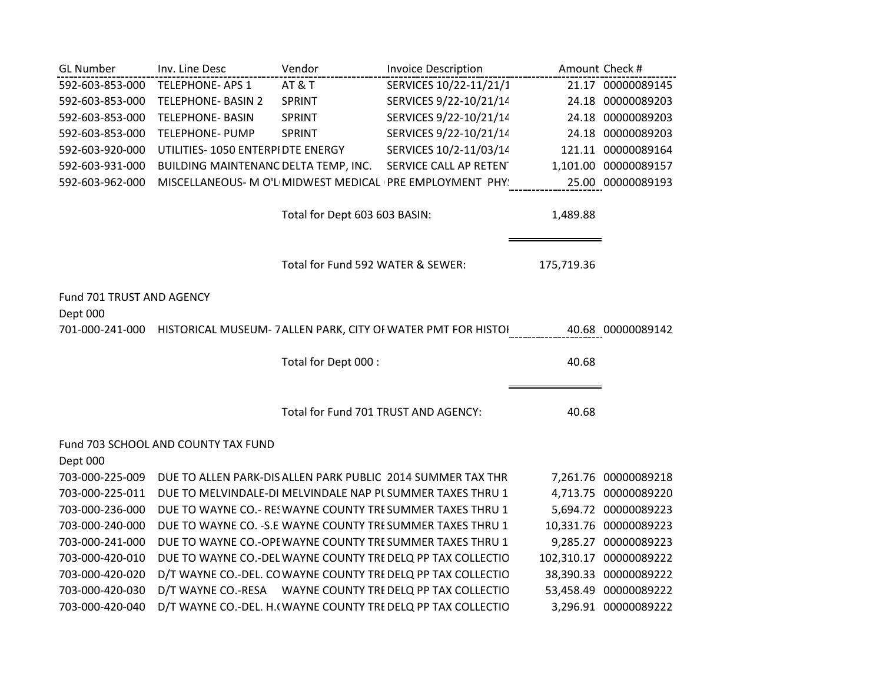| GL Number | Inv. Line Desc | Vendor | Invoice Description | Amount | Check # |
|---|---|---|---|---|---|
| 592-603-853-000 | TELEPHONE- APS 1 | AT & T | SERVICES 10/22-11/21/1 | 21.17 | 00000089145 |
| 592-603-853-000 | TELEPHONE- BASIN 2 | SPRINT | SERVICES 9/22-10/21/14 | 24.18 | 00000089203 |
| 592-603-853-000 | TELEPHONE- BASIN | SPRINT | SERVICES 9/22-10/21/14 | 24.18 | 00000089203 |
| 592-603-853-000 | TELEPHONE- PUMP | SPRINT | SERVICES 9/22-10/21/14 | 24.18 | 00000089203 |
| 592-603-920-000 | UTILITIES- 1050 ENTERPI | DTE ENERGY | SERVICES 10/2-11/03/14 | 121.11 | 00000089164 |
| 592-603-931-000 | BUILDING MAINTENANC | DELTA TEMP, INC. | SERVICE CALL AP RETENT | 1,101.00 | 00000089157 |
| 592-603-962-000 | MISCELLANEOUS- M O'L | MIDWEST MEDICAL | PRE EMPLOYMENT PHY | 25.00 | 00000089193 |
| | | Total for Dept 603 603 BASIN: | | 1,489.88 | |
| | | Total for Fund 592 WATER & SEWER: | | 175,719.36 | |

Fund 701 TRUST AND AGENCY

Dept 000

| GL Number | Inv. Line Desc | Vendor | Invoice Description | Amount | Check # |
|---|---|---|---|---|---|
| 701-000-241-000 | HISTORICAL MUSEUM- 7 | ALLEN PARK, CITY OF | WATER PMT FOR HISTOI | 40.68 | 00000089142 |
| | | Total for Dept 000 : | | 40.68 | |
| | | Total for Fund 701 TRUST AND AGENCY: | | 40.68 | |

Fund 703 SCHOOL AND COUNTY TAX FUND

Dept 000

| GL Number | Inv. Line Desc | Vendor | Invoice Description | Amount | Check # |
|---|---|---|---|---|---|
| 703-000-225-009 | DUE TO ALLEN PARK-DIS | ALLEN PARK PUBLIC | 2014 SUMMER TAX THR | 7,261.76 | 00000089218 |
| 703-000-225-011 | DUE TO MELVINDALE-DI | MELVINDALE NAP PL | SUMMER TAXES THRU 1 | 4,713.75 | 00000089220 |
| 703-000-236-000 | DUE TO WAYNE CO.- RES | WAYNE COUNTY TRE | SUMMER TAXES THRU 1 | 5,694.72 | 00000089223 |
| 703-000-240-000 | DUE TO WAYNE CO. -S.E | WAYNE COUNTY TRE | SUMMER TAXES THRU 1 | 10,331.76 | 00000089223 |
| 703-000-241-000 | DUE TO WAYNE CO.-OPE | WAYNE COUNTY TRE | SUMMER TAXES THRU 1 | 9,285.27 | 00000089223 |
| 703-000-420-010 | DUE TO WAYNE CO.-DEL | WAYNE COUNTY TRE | DELQ PP TAX COLLECTIO | 102,310.17 | 00000089222 |
| 703-000-420-020 | D/T WAYNE CO.-DEL. CO | WAYNE COUNTY TRE | DELQ PP TAX COLLECTIO | 38,390.33 | 00000089222 |
| 703-000-420-030 | D/T WAYNE CO.-RESA | WAYNE COUNTY TRE | DELQ PP TAX COLLECTIO | 53,458.49 | 00000089222 |
| 703-000-420-040 | D/T WAYNE CO.-DEL. H.( | WAYNE COUNTY TRE | DELQ PP TAX COLLECTIO | 3,296.91 | 00000089222 |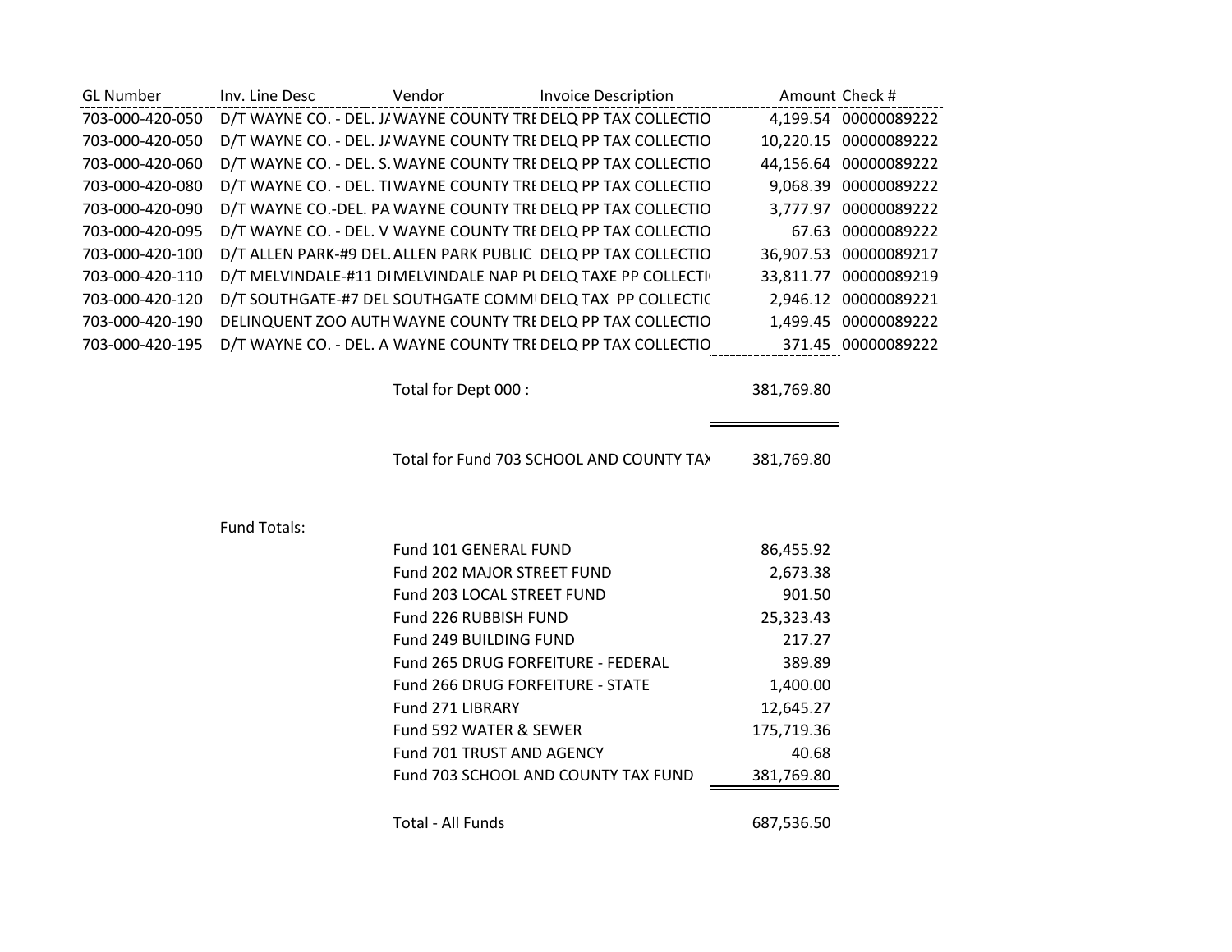| GL Number | Inv. Line Desc | Vendor | Invoice Description | Amount | Check # |
|---|---|---|---|---|---|
| 703-000-420-050 | D/T WAYNE CO. - DEL. JA | WAYNE COUNTY TRE | DELQ PP TAX COLLECTIO | 4,199.54 | 00000089222 |
| 703-000-420-050 | D/T WAYNE CO. - DEL. JA | WAYNE COUNTY TRE | DELQ PP TAX COLLECTIO | 10,220.15 | 00000089222 |
| 703-000-420-060 | D/T WAYNE CO. - DEL. S. | WAYNE COUNTY TRE | DELQ PP TAX COLLECTIO | 44,156.64 | 00000089222 |
| 703-000-420-080 | D/T WAYNE CO. - DEL. TI | WAYNE COUNTY TRE | DELQ PP TAX COLLECTIO | 9,068.39 | 00000089222 |
| 703-000-420-090 | D/T WAYNE CO.-DEL. PA | WAYNE COUNTY TRE | DELQ PP TAX COLLECTIO | 3,777.97 | 00000089222 |
| 703-000-420-095 | D/T WAYNE CO. - DEL. V | WAYNE COUNTY TRE | DELQ PP TAX COLLECTIO | 67.63 | 00000089222 |
| 703-000-420-100 | D/T ALLEN PARK-#9 DEL. | ALLEN PARK PUBLIC | DELQ PP TAX COLLECTIO | 36,907.53 | 00000089217 |
| 703-000-420-110 | D/T MELVINDALE-#11 DI | MELVINDALE NAP PU | DELQ TAXE PP COLLECTI | 33,811.77 | 00000089219 |
| 703-000-420-120 | D/T SOUTHGATE-#7 DEL | SOUTHGATE COMMI | DELQ TAX PP COLLECTIC | 2,946.12 | 00000089221 |
| 703-000-420-190 | DELINQUENT ZOO AUTH | WAYNE COUNTY TRE | DELQ PP TAX COLLECTIO | 1,499.45 | 00000089222 |
| 703-000-420-195 | D/T WAYNE CO. - DEL. A | WAYNE COUNTY TRE | DELQ PP TAX COLLECTIO | 371.45 | 00000089222 |

Total for Dept 000 : 381,769.80

Total for Fund 703 SCHOOL AND COUNTY TAX 381,769.80

Fund Totals:

| | |
|---|---|
| Fund 101 GENERAL FUND | 86,455.92 |
| Fund 202 MAJOR STREET FUND | 2,673.38 |
| Fund 203 LOCAL STREET FUND | 901.50 |
| Fund 226 RUBBISH FUND | 25,323.43 |
| Fund 249 BUILDING FUND | 217.27 |
| Fund 265 DRUG FORFEITURE - FEDERAL | 389.89 |
| Fund 266 DRUG FORFEITURE - STATE | 1,400.00 |
| Fund 271 LIBRARY | 12,645.27 |
| Fund 592 WATER & SEWER | 175,719.36 |
| Fund 701 TRUST AND AGENCY | 40.68 |
| Fund 703 SCHOOL AND COUNTY TAX FUND | 381,769.80 |
| Total - All Funds | 687,536.50 |